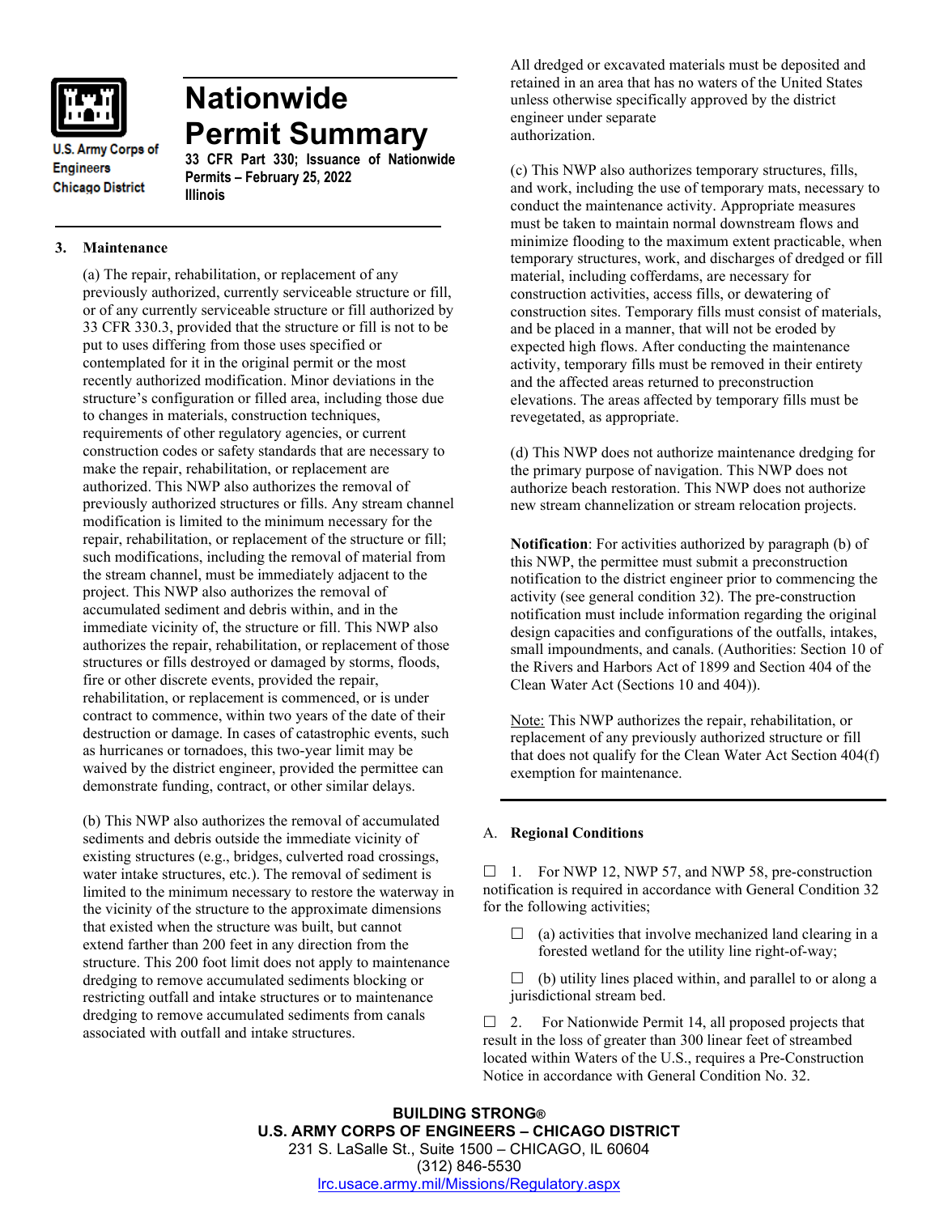U.S. Army Corps of Engineers
Chicago District

# Nationwide Permit Summary

**33 CFR Part 330; Issuance of Nationwide Permits – February 25, 2022**
**Illinois**

## 3. Maintenance

(a) The repair, rehabilitation, or replacement of any previously authorized, currently serviceable structure or fill, or of any currently serviceable structure or fill authorized by 33 CFR 330.3, provided that the structure or fill is not to be put to uses differing from those uses specified or contemplated for it in the original permit or the most recently authorized modification. Minor deviations in the structure's configuration or filled area, including those due to changes in materials, construction techniques, requirements of other regulatory agencies, or current construction codes or safety standards that are necessary to make the repair, rehabilitation, or replacement are authorized. This NWP also authorizes the removal of previously authorized structures or fills. Any stream channel modification is limited to the minimum necessary for the repair, rehabilitation, or replacement of the structure or fill; such modifications, including the removal of material from the stream channel, must be immediately adjacent to the project. This NWP also authorizes the removal of accumulated sediment and debris within, and in the immediate vicinity of, the structure or fill. This NWP also authorizes the repair, rehabilitation, or replacement of those structures or fills destroyed or damaged by storms, floods, fire or other discrete events, provided the repair, rehabilitation, or replacement is commenced, or is under contract to commence, within two years of the date of their destruction or damage. In cases of catastrophic events, such as hurricanes or tornadoes, this two-year limit may be waived by the district engineer, provided the permittee can demonstrate funding, contract, or other similar delays.

(b) This NWP also authorizes the removal of accumulated sediments and debris outside the immediate vicinity of existing structures (e.g., bridges, culverted road crossings, water intake structures, etc.). The removal of sediment is limited to the minimum necessary to restore the waterway in the vicinity of the structure to the approximate dimensions that existed when the structure was built, but cannot extend farther than 200 feet in any direction from the structure. This 200 foot limit does not apply to maintenance dredging to remove accumulated sediments blocking or restricting outfall and intake structures or to maintenance dredging to remove accumulated sediments from canals associated with outfall and intake structures. All dredged or excavated materials must be deposited and retained in an area that has no waters of the United States unless otherwise specifically approved by the district engineer under separate authorization.

(c) This NWP also authorizes temporary structures, fills, and work, including the use of temporary mats, necessary to conduct the maintenance activity. Appropriate measures must be taken to maintain normal downstream flows and minimize flooding to the maximum extent practicable, when temporary structures, work, and discharges of dredged or fill material, including cofferdams, are necessary for construction activities, access fills, or dewatering of construction sites. Temporary fills must consist of materials, and be placed in a manner, that will not be eroded by expected high flows. After conducting the maintenance activity, temporary fills must be removed in their entirety and the affected areas returned to preconstruction elevations. The areas affected by temporary fills must be revegetated, as appropriate.

(d) This NWP does not authorize maintenance dredging for the primary purpose of navigation. This NWP does not authorize beach restoration. This NWP does not authorize new stream channelization or stream relocation projects.

**Notification**: For activities authorized by paragraph (b) of this NWP, the permittee must submit a preconstruction notification to the district engineer prior to commencing the activity (see general condition 32). The pre-construction notification must include information regarding the original design capacities and configurations of the outfalls, intakes, small impoundments, and canals. (Authorities: Section 10 of the Rivers and Harbors Act of 1899 and Section 404 of the Clean Water Act (Sections 10 and 404)).

Note: This NWP authorizes the repair, rehabilitation, or replacement of any previously authorized structure or fill that does not qualify for the Clean Water Act Section 404(f) exemption for maintenance.

---

### A. Regional Conditions

☐ 1. For NWP 12, NWP 57, and NWP 58, pre-construction notification is required in accordance with General Condition 32 for the following activities;

- ☐ (a) activities that involve mechanized land clearing in a forested wetland for the utility line right-of-way;
- ☐ (b) utility lines placed within, and parallel to or along a jurisdictional stream bed.

☐ 2. For Nationwide Permit 14, all proposed projects that result in the loss of greater than 300 linear feet of streambed located within Waters of the U.S., requires a Pre-Construction Notice in accordance with General Condition No. 32.

**BUILDING STRONG®**
**U.S. ARMY CORPS OF ENGINEERS – CHICAGO DISTRICT**
231 S. LaSalle St., Suite 1500 – CHICAGO, IL 60604
(312) 846-5530
lrc.usace.army.mil/Missions/Regulatory.aspx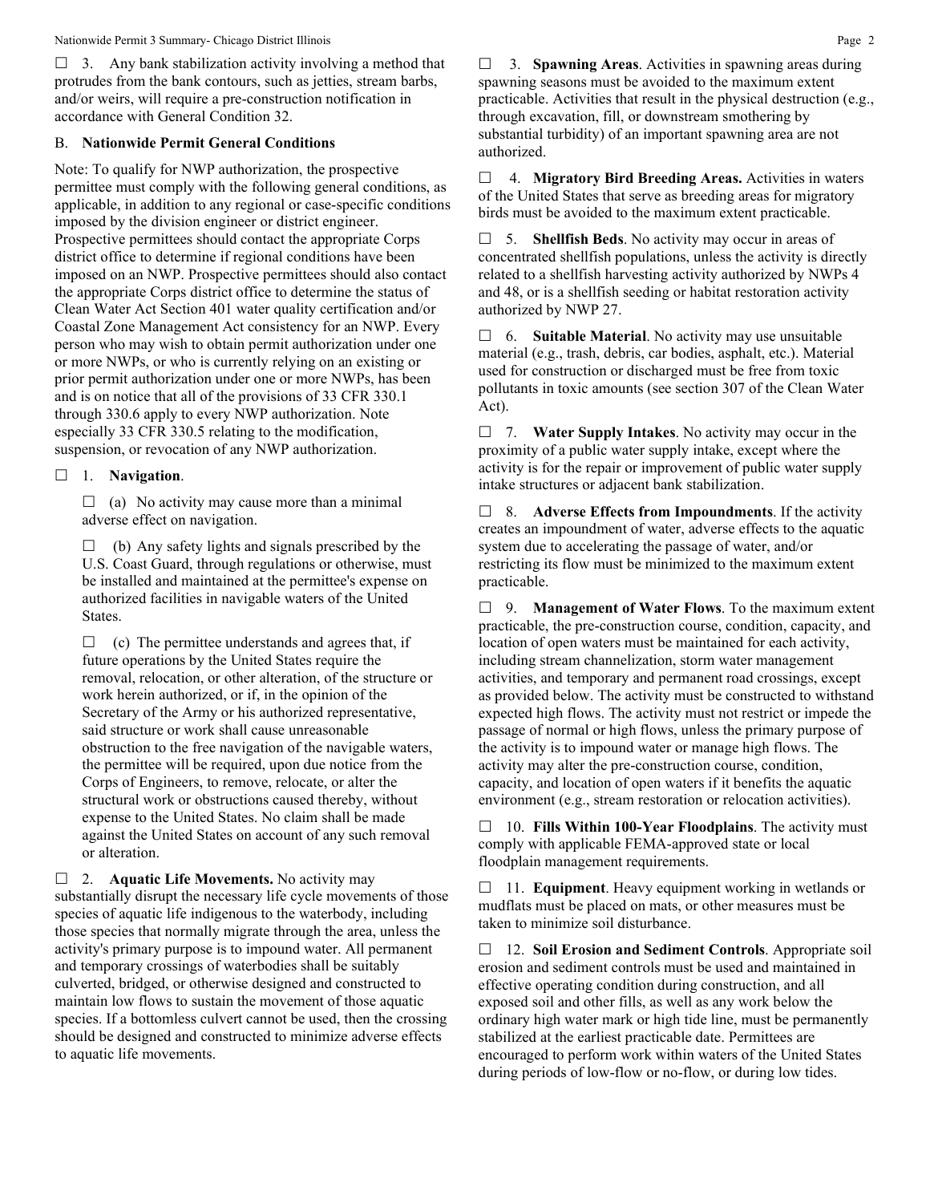☐ 3. Any bank stabilization activity involving a method that protrudes from the bank contours, such as jetties, stream barbs, and/or weirs, will require a pre-construction notification in accordance with General Condition 32.

B. **Nationwide Permit General Conditions**

Note: To qualify for NWP authorization, the prospective permittee must comply with the following general conditions, as applicable, in addition to any regional or case-specific conditions imposed by the division engineer or district engineer. Prospective permittees should contact the appropriate Corps district office to determine if regional conditions have been imposed on an NWP. Prospective permittees should also contact the appropriate Corps district office to determine the status of Clean Water Act Section 401 water quality certification and/or Coastal Zone Management Act consistency for an NWP. Every person who may wish to obtain permit authorization under one or more NWPs, or who is currently relying on an existing or prior permit authorization under one or more NWPs, has been and is on notice that all of the provisions of 33 CFR 330.1 through 330.6 apply to every NWP authorization. Note especially 33 CFR 330.5 relating to the modification, suspension, or revocation of any NWP authorization.

☐ 1. **Navigation**.

☐ (a) No activity may cause more than a minimal adverse effect on navigation.

☐ (b) Any safety lights and signals prescribed by the U.S. Coast Guard, through regulations or otherwise, must be installed and maintained at the permittee's expense on authorized facilities in navigable waters of the United States.

☐ (c) The permittee understands and agrees that, if future operations by the United States require the removal, relocation, or other alteration, of the structure or work herein authorized, or if, in the opinion of the Secretary of the Army or his authorized representative, said structure or work shall cause unreasonable obstruction to the free navigation of the navigable waters, the permittee will be required, upon due notice from the Corps of Engineers, to remove, relocate, or alter the structural work or obstructions caused thereby, without expense to the United States. No claim shall be made against the United States on account of any such removal or alteration.

☐ 2. **Aquatic Life Movements.** No activity may substantially disrupt the necessary life cycle movements of those species of aquatic life indigenous to the waterbody, including those species that normally migrate through the area, unless the activity's primary purpose is to impound water. All permanent and temporary crossings of waterbodies shall be suitably culverted, bridged, or otherwise designed and constructed to maintain low flows to sustain the movement of those aquatic species. If a bottomless culvert cannot be used, then the crossing should be designed and constructed to minimize adverse effects to aquatic life movements.

☐ 3. **Spawning Areas**. Activities in spawning areas during spawning seasons must be avoided to the maximum extent practicable. Activities that result in the physical destruction (e.g., through excavation, fill, or downstream smothering by substantial turbidity) of an important spawning area are not authorized.

☐ 4. **Migratory Bird Breeding Areas.** Activities in waters of the United States that serve as breeding areas for migratory birds must be avoided to the maximum extent practicable.

☐ 5. **Shellfish Beds**. No activity may occur in areas of concentrated shellfish populations, unless the activity is directly related to a shellfish harvesting activity authorized by NWPs 4 and 48, or is a shellfish seeding or habitat restoration activity authorized by NWP 27.

☐ 6. **Suitable Material**. No activity may use unsuitable material (e.g., trash, debris, car bodies, asphalt, etc.). Material used for construction or discharged must be free from toxic pollutants in toxic amounts (see section 307 of the Clean Water Act).

☐ 7. **Water Supply Intakes**. No activity may occur in the proximity of a public water supply intake, except where the activity is for the repair or improvement of public water supply intake structures or adjacent bank stabilization.

☐ 8. **Adverse Effects from Impoundments**. If the activity creates an impoundment of water, adverse effects to the aquatic system due to accelerating the passage of water, and/or restricting its flow must be minimized to the maximum extent practicable.

☐ 9. **Management of Water Flows**. To the maximum extent practicable, the pre-construction course, condition, capacity, and location of open waters must be maintained for each activity, including stream channelization, storm water management activities, and temporary and permanent road crossings, except as provided below. The activity must be constructed to withstand expected high flows. The activity must not restrict or impede the passage of normal or high flows, unless the primary purpose of the activity is to impound water or manage high flows. The activity may alter the pre-construction course, condition, capacity, and location of open waters if it benefits the aquatic environment (e.g., stream restoration or relocation activities).

☐ 10. **Fills Within 100-Year Floodplains**. The activity must comply with applicable FEMA-approved state or local floodplain management requirements.

☐ 11. **Equipment**. Heavy equipment working in wetlands or mudflats must be placed on mats, or other measures must be taken to minimize soil disturbance.

☐ 12. **Soil Erosion and Sediment Controls**. Appropriate soil erosion and sediment controls must be used and maintained in effective operating condition during construction, and all exposed soil and other fills, as well as any work below the ordinary high water mark or high tide line, must be permanently stabilized at the earliest practicable date. Permittees are encouraged to perform work within waters of the United States during periods of low-flow or no-flow, or during low tides.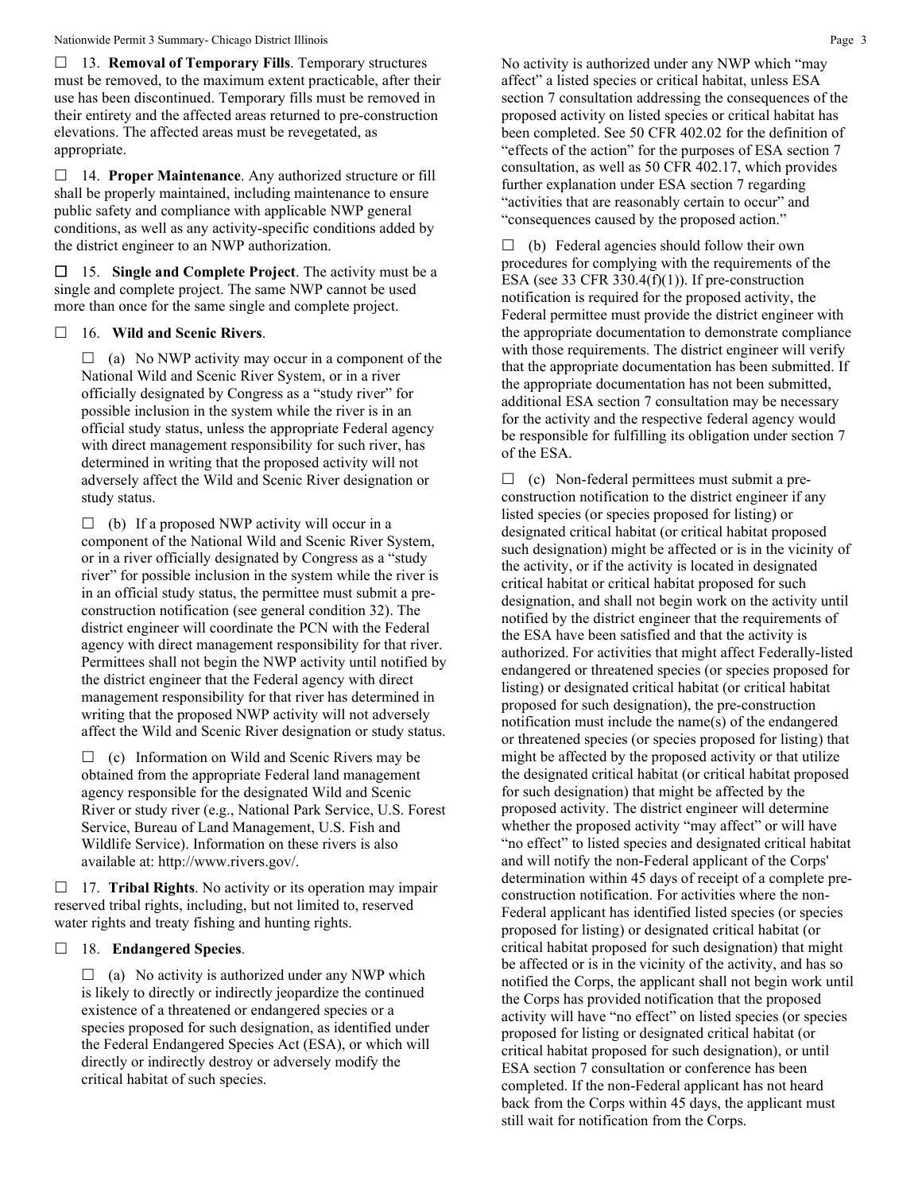☐ 13. **Removal of Temporary Fills**. Temporary structures must be removed, to the maximum extent practicable, after their use has been discontinued. Temporary fills must be removed in their entirety and the affected areas returned to pre-construction elevations. The affected areas must be revegetated, as appropriate.

☐ 14. **Proper Maintenance**. Any authorized structure or fill shall be properly maintained, including maintenance to ensure public safety and compliance with applicable NWP general conditions, as well as any activity-specific conditions added by the district engineer to an NWP authorization.

☐ 15. **Single and Complete Project**. The activity must be a single and complete project. The same NWP cannot be used more than once for the same single and complete project.

☐ 16. **Wild and Scenic Rivers**.

☐ (a) No NWP activity may occur in a component of the National Wild and Scenic River System, or in a river officially designated by Congress as a "study river" for possible inclusion in the system while the river is in an official study status, unless the appropriate Federal agency with direct management responsibility for such river, has determined in writing that the proposed activity will not adversely affect the Wild and Scenic River designation or study status.

☐ (b) If a proposed NWP activity will occur in a component of the National Wild and Scenic River System, or in a river officially designated by Congress as a "study river" for possible inclusion in the system while the river is in an official study status, the permittee must submit a pre-construction notification (see general condition 32). The district engineer will coordinate the PCN with the Federal agency with direct management responsibility for that river. Permittees shall not begin the NWP activity until notified by the district engineer that the Federal agency with direct management responsibility for that river has determined in writing that the proposed NWP activity will not adversely affect the Wild and Scenic River designation or study status.

☐ (c) Information on Wild and Scenic Rivers may be obtained from the appropriate Federal land management agency responsible for the designated Wild and Scenic River or study river (e.g., National Park Service, U.S. Forest Service, Bureau of Land Management, U.S. Fish and Wildlife Service). Information on these rivers is also available at: http://www.rivers.gov/.

☐ 17. **Tribal Rights**. No activity or its operation may impair reserved tribal rights, including, but not limited to, reserved water rights and treaty fishing and hunting rights.

☐ 18. **Endangered Species**.

☐ (a) No activity is authorized under any NWP which is likely to directly or indirectly jeopardize the continued existence of a threatened or endangered species or a species proposed for such designation, as identified under the Federal Endangered Species Act (ESA), or which will directly or indirectly destroy or adversely modify the critical habitat of such species.

No activity is authorized under any NWP which "may affect" a listed species or critical habitat, unless ESA section 7 consultation addressing the consequences of the proposed activity on listed species or critical habitat has been completed. See 50 CFR 402.02 for the definition of "effects of the action" for the purposes of ESA section 7 consultation, as well as 50 CFR 402.17, which provides further explanation under ESA section 7 regarding "activities that are reasonably certain to occur" and "consequences caused by the proposed action."

☐ (b) Federal agencies should follow their own procedures for complying with the requirements of the ESA (see 33 CFR 330.4(f)(1)). If pre-construction notification is required for the proposed activity, the Federal permittee must provide the district engineer with the appropriate documentation to demonstrate compliance with those requirements. The district engineer will verify that the appropriate documentation has been submitted. If the appropriate documentation has not been submitted, additional ESA section 7 consultation may be necessary for the activity and the respective federal agency would be responsible for fulfilling its obligation under section 7 of the ESA.

☐ (c) Non-federal permittees must submit a pre-construction notification to the district engineer if any listed species (or species proposed for listing) or designated critical habitat (or critical habitat proposed such designation) might be affected or is in the vicinity of the activity, or if the activity is located in designated critical habitat or critical habitat proposed for such designation, and shall not begin work on the activity until notified by the district engineer that the requirements of the ESA have been satisfied and that the activity is authorized. For activities that might affect Federally-listed endangered or threatened species (or species proposed for listing) or designated critical habitat (or critical habitat proposed for such designation), the pre-construction notification must include the name(s) of the endangered or threatened species (or species proposed for listing) that might be affected by the proposed activity or that utilize the designated critical habitat (or critical habitat proposed for such designation) that might be affected by the proposed activity. The district engineer will determine whether the proposed activity "may affect" or will have "no effect" to listed species and designated critical habitat and will notify the non-Federal applicant of the Corps' determination within 45 days of receipt of a complete pre-construction notification. For activities where the non-Federal applicant has identified listed species (or species proposed for listing) or designated critical habitat (or critical habitat proposed for such designation) that might be affected or is in the vicinity of the activity, and has so notified the Corps, the applicant shall not begin work until the Corps has provided notification that the proposed activity will have "no effect" on listed species (or species proposed for listing or designated critical habitat (or critical habitat proposed for such designation), or until ESA section 7 consultation or conference has been completed. If the non-Federal applicant has not heard back from the Corps within 45 days, the applicant must still wait for notification from the Corps.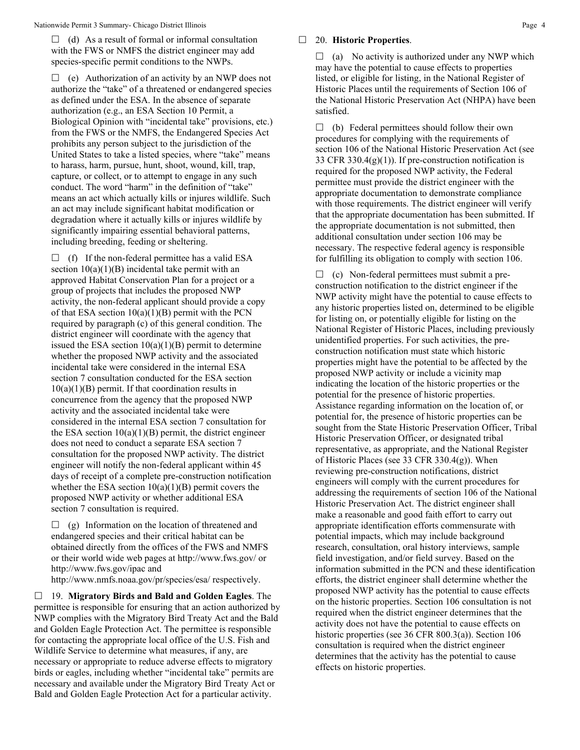☐ (d) As a result of formal or informal consultation with the FWS or NMFS the district engineer may add species-specific permit conditions to the NWPs.

☐ (e) Authorization of an activity by an NWP does not authorize the "take" of a threatened or endangered species as defined under the ESA. In the absence of separate authorization (e.g., an ESA Section 10 Permit, a Biological Opinion with "incidental take" provisions, etc.) from the FWS or the NMFS, the Endangered Species Act prohibits any person subject to the jurisdiction of the United States to take a listed species, where "take" means to harass, harm, pursue, hunt, shoot, wound, kill, trap, capture, or collect, or to attempt to engage in any such conduct. The word "harm" in the definition of "take" means an act which actually kills or injures wildlife. Such an act may include significant habitat modification or degradation where it actually kills or injures wildlife by significantly impairing essential behavioral patterns, including breeding, feeding or sheltering.

☐ (f) If the non-federal permittee has a valid ESA section 10(a)(1)(B) incidental take permit with an approved Habitat Conservation Plan for a project or a group of projects that includes the proposed NWP activity, the non-federal applicant should provide a copy of that ESA section 10(a)(1)(B) permit with the PCN required by paragraph (c) of this general condition. The district engineer will coordinate with the agency that issued the ESA section 10(a)(1)(B) permit to determine whether the proposed NWP activity and the associated incidental take were considered in the internal ESA section 7 consultation conducted for the ESA section 10(a)(1)(B) permit. If that coordination results in concurrence from the agency that the proposed NWP activity and the associated incidental take were considered in the internal ESA section 7 consultation for the ESA section 10(a)(1)(B) permit, the district engineer does not need to conduct a separate ESA section 7 consultation for the proposed NWP activity. The district engineer will notify the non-federal applicant within 45 days of receipt of a complete pre-construction notification whether the ESA section 10(a)(1)(B) permit covers the proposed NWP activity or whether additional ESA section 7 consultation is required.

☐ (g) Information on the location of threatened and endangered species and their critical habitat can be obtained directly from the offices of the FWS and NMFS or their world wide web pages at http://www.fws.gov/ or http://www.fws.gov/ipac and http://www.nmfs.noaa.gov/pr/species/esa/ respectively.

☐ 19. **Migratory Birds and Bald and Golden Eagles**. The permittee is responsible for ensuring that an action authorized by NWP complies with the Migratory Bird Treaty Act and the Bald and Golden Eagle Protection Act. The permittee is responsible for contacting the appropriate local office of the U.S. Fish and Wildlife Service to determine what measures, if any, are necessary or appropriate to reduce adverse effects to migratory birds or eagles, including whether "incidental take" permits are necessary and available under the Migratory Bird Treaty Act or Bald and Golden Eagle Protection Act for a particular activity.

☐ 20. **Historic Properties**.

☐ (a) No activity is authorized under any NWP which may have the potential to cause effects to properties listed, or eligible for listing, in the National Register of Historic Places until the requirements of Section 106 of the National Historic Preservation Act (NHPA) have been satisfied.

☐ (b) Federal permittees should follow their own procedures for complying with the requirements of section 106 of the National Historic Preservation Act (see 33 CFR 330.4(g)(1)). If pre-construction notification is required for the proposed NWP activity, the Federal permittee must provide the district engineer with the appropriate documentation to demonstrate compliance with those requirements. The district engineer will verify that the appropriate documentation has been submitted. If the appropriate documentation is not submitted, then additional consultation under section 106 may be necessary. The respective federal agency is responsible for fulfilling its obligation to comply with section 106.

☐ (c) Non-federal permittees must submit a pre-construction notification to the district engineer if the NWP activity might have the potential to cause effects to any historic properties listed on, determined to be eligible for listing on, or potentially eligible for listing on the National Register of Historic Places, including previously unidentified properties. For such activities, the pre-construction notification must state which historic properties might have the potential to be affected by the proposed NWP activity or include a vicinity map indicating the location of the historic properties or the potential for the presence of historic properties. Assistance regarding information on the location of, or potential for, the presence of historic properties can be sought from the State Historic Preservation Officer, Tribal Historic Preservation Officer, or designated tribal representative, as appropriate, and the National Register of Historic Places (see 33 CFR 330.4(g)). When reviewing pre-construction notifications, district engineers will comply with the current procedures for addressing the requirements of section 106 of the National Historic Preservation Act. The district engineer shall make a reasonable and good faith effort to carry out appropriate identification efforts commensurate with potential impacts, which may include background research, consultation, oral history interviews, sample field investigation, and/or field survey. Based on the information submitted in the PCN and these identification efforts, the district engineer shall determine whether the proposed NWP activity has the potential to cause effects on the historic properties. Section 106 consultation is not required when the district engineer determines that the activity does not have the potential to cause effects on historic properties (see 36 CFR 800.3(a)). Section 106 consultation is required when the district engineer determines that the activity has the potential to cause effects on historic properties.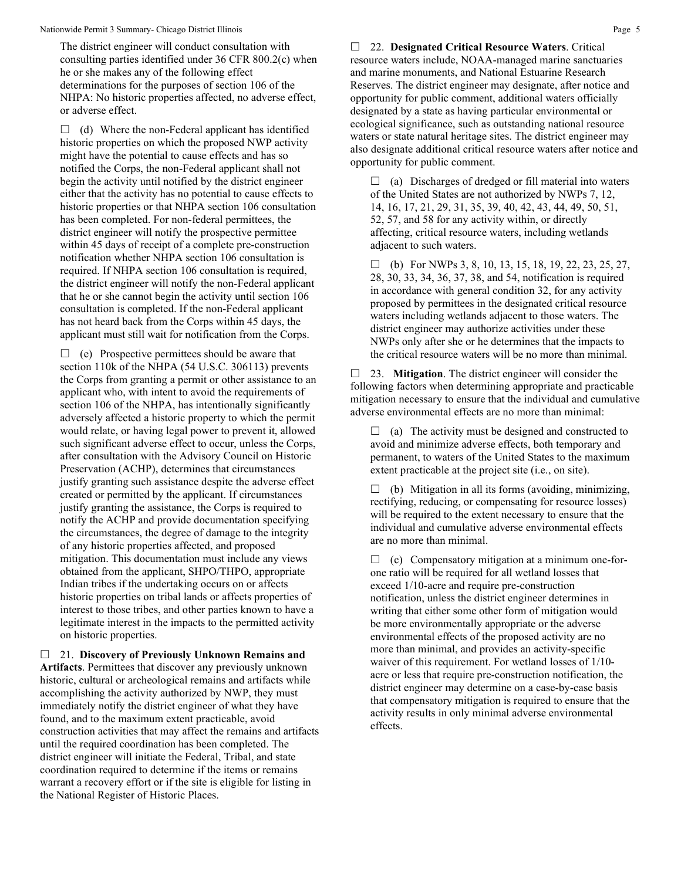The district engineer will conduct consultation with consulting parties identified under 36 CFR 800.2(c) when he or she makes any of the following effect determinations for the purposes of section 106 of the NHPA: No historic properties affected, no adverse effect, or adverse effect.

☐ (d) Where the non-Federal applicant has identified historic properties on which the proposed NWP activity might have the potential to cause effects and has so notified the Corps, the non-Federal applicant shall not begin the activity until notified by the district engineer either that the activity has no potential to cause effects to historic properties or that NHPA section 106 consultation has been completed. For non-federal permittees, the district engineer will notify the prospective permittee within 45 days of receipt of a complete pre-construction notification whether NHPA section 106 consultation is required. If NHPA section 106 consultation is required, the district engineer will notify the non-Federal applicant that he or she cannot begin the activity until section 106 consultation is completed. If the non-Federal applicant has not heard back from the Corps within 45 days, the applicant must still wait for notification from the Corps.

☐ (e) Prospective permittees should be aware that section 110k of the NHPA (54 U.S.C. 306113) prevents the Corps from granting a permit or other assistance to an applicant who, with intent to avoid the requirements of section 106 of the NHPA, has intentionally significantly adversely affected a historic property to which the permit would relate, or having legal power to prevent it, allowed such significant adverse effect to occur, unless the Corps, after consultation with the Advisory Council on Historic Preservation (ACHP), determines that circumstances justify granting such assistance despite the adverse effect created or permitted by the applicant. If circumstances justify granting the assistance, the Corps is required to notify the ACHP and provide documentation specifying the circumstances, the degree of damage to the integrity of any historic properties affected, and proposed mitigation. This documentation must include any views obtained from the applicant, SHPO/THPO, appropriate Indian tribes if the undertaking occurs on or affects historic properties on tribal lands or affects properties of interest to those tribes, and other parties known to have a legitimate interest in the impacts to the permitted activity on historic properties.

☐ 21. **Discovery of Previously Unknown Remains and Artifacts**. Permittees that discover any previously unknown historic, cultural or archeological remains and artifacts while accomplishing the activity authorized by NWP, they must immediately notify the district engineer of what they have found, and to the maximum extent practicable, avoid construction activities that may affect the remains and artifacts until the required coordination has been completed. The district engineer will initiate the Federal, Tribal, and state coordination required to determine if the items or remains warrant a recovery effort or if the site is eligible for listing in the National Register of Historic Places.

☐ 22. **Designated Critical Resource Waters**. Critical resource waters include, NOAA-managed marine sanctuaries and marine monuments, and National Estuarine Research Reserves. The district engineer may designate, after notice and opportunity for public comment, additional waters officially designated by a state as having particular environmental or ecological significance, such as outstanding national resource waters or state natural heritage sites. The district engineer may also designate additional critical resource waters after notice and opportunity for public comment.

☐ (a) Discharges of dredged or fill material into waters of the United States are not authorized by NWPs 7, 12, 14, 16, 17, 21, 29, 31, 35, 39, 40, 42, 43, 44, 49, 50, 51, 52, 57, and 58 for any activity within, or directly affecting, critical resource waters, including wetlands adjacent to such waters.

☐ (b) For NWPs 3, 8, 10, 13, 15, 18, 19, 22, 23, 25, 27, 28, 30, 33, 34, 36, 37, 38, and 54, notification is required in accordance with general condition 32, for any activity proposed by permittees in the designated critical resource waters including wetlands adjacent to those waters. The district engineer may authorize activities under these NWPs only after she or he determines that the impacts to the critical resource waters will be no more than minimal.

☐ 23. **Mitigation**. The district engineer will consider the following factors when determining appropriate and practicable mitigation necessary to ensure that the individual and cumulative adverse environmental effects are no more than minimal:

☐ (a) The activity must be designed and constructed to avoid and minimize adverse effects, both temporary and permanent, to waters of the United States to the maximum extent practicable at the project site (i.e., on site).

☐ (b) Mitigation in all its forms (avoiding, minimizing, rectifying, reducing, or compensating for resource losses) will be required to the extent necessary to ensure that the individual and cumulative adverse environmental effects are no more than minimal.

☐ (c) Compensatory mitigation at a minimum one-for-one ratio will be required for all wetland losses that exceed 1/10-acre and require pre-construction notification, unless the district engineer determines in writing that either some other form of mitigation would be more environmentally appropriate or the adverse environmental effects of the proposed activity are no more than minimal, and provides an activity-specific waiver of this requirement. For wetland losses of 1/10-acre or less that require pre-construction notification, the district engineer may determine on a case-by-case basis that compensatory mitigation is required to ensure that the activity results in only minimal adverse environmental effects.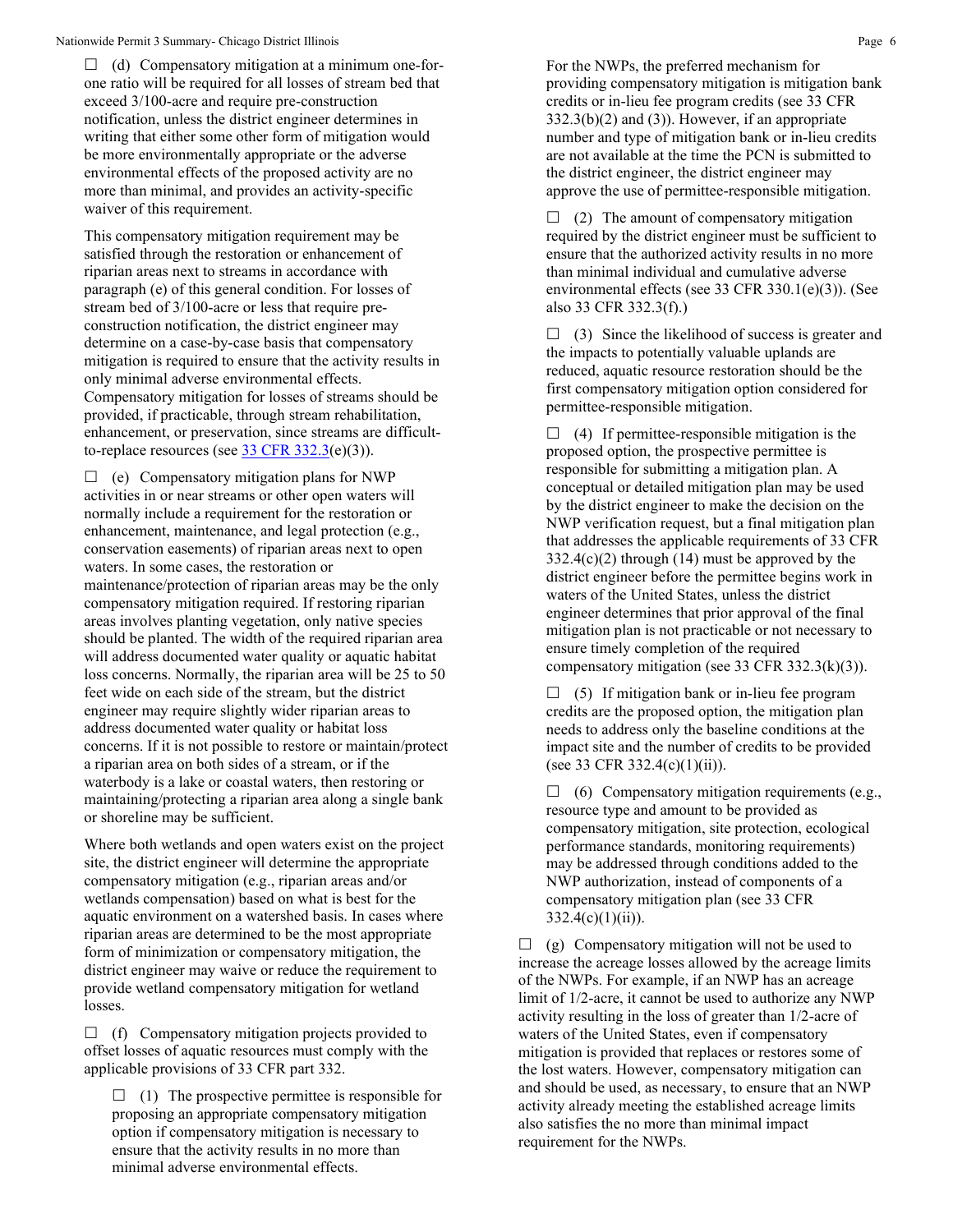☐ (d) Compensatory mitigation at a minimum one-for-one ratio will be required for all losses of stream bed that exceed 3/100-acre and require pre-construction notification, unless the district engineer determines in writing that either some other form of mitigation would be more environmentally appropriate or the adverse environmental effects of the proposed activity are no more than minimal, and provides an activity-specific waiver of this requirement.

This compensatory mitigation requirement may be satisfied through the restoration or enhancement of riparian areas next to streams in accordance with paragraph (e) of this general condition. For losses of stream bed of 3/100-acre or less that require pre-construction notification, the district engineer may determine on a case-by-case basis that compensatory mitigation is required to ensure that the activity results in only minimal adverse environmental effects. Compensatory mitigation for losses of streams should be provided, if practicable, through stream rehabilitation, enhancement, or preservation, since streams are difficult-to-replace resources (see 33 CFR 332.3(e)(3)).

☐ (e) Compensatory mitigation plans for NWP activities in or near streams or other open waters will normally include a requirement for the restoration or enhancement, maintenance, and legal protection (e.g., conservation easements) of riparian areas next to open waters. In some cases, the restoration or maintenance/protection of riparian areas may be the only compensatory mitigation required. If restoring riparian areas involves planting vegetation, only native species should be planted. The width of the required riparian area will address documented water quality or aquatic habitat loss concerns. Normally, the riparian area will be 25 to 50 feet wide on each side of the stream, but the district engineer may require slightly wider riparian areas to address documented water quality or habitat loss concerns. If it is not possible to restore or maintain/protect a riparian area on both sides of a stream, or if the waterbody is a lake or coastal waters, then restoring or maintaining/protecting a riparian area along a single bank or shoreline may be sufficient.

Where both wetlands and open waters exist on the project site, the district engineer will determine the appropriate compensatory mitigation (e.g., riparian areas and/or wetlands compensation) based on what is best for the aquatic environment on a watershed basis. In cases where riparian areas are determined to be the most appropriate form of minimization or compensatory mitigation, the district engineer may waive or reduce the requirement to provide wetland compensatory mitigation for wetland losses.

☐ (f) Compensatory mitigation projects provided to offset losses of aquatic resources must comply with the applicable provisions of 33 CFR part 332.

☐ (1) The prospective permittee is responsible for proposing an appropriate compensatory mitigation option if compensatory mitigation is necessary to ensure that the activity results in no more than minimal adverse environmental effects.

For the NWPs, the preferred mechanism for providing compensatory mitigation is mitigation bank credits or in-lieu fee program credits (see 33 CFR 332.3(b)(2) and (3)). However, if an appropriate number and type of mitigation bank or in-lieu credits are not available at the time the PCN is submitted to the district engineer, the district engineer may approve the use of permittee-responsible mitigation.

☐ (2) The amount of compensatory mitigation required by the district engineer must be sufficient to ensure that the authorized activity results in no more than minimal individual and cumulative adverse environmental effects (see 33 CFR 330.1(e)(3)). (See also 33 CFR 332.3(f).)

☐ (3) Since the likelihood of success is greater and the impacts to potentially valuable uplands are reduced, aquatic resource restoration should be the first compensatory mitigation option considered for permittee-responsible mitigation.

☐ (4) If permittee-responsible mitigation is the proposed option, the prospective permittee is responsible for submitting a mitigation plan. A conceptual or detailed mitigation plan may be used by the district engineer to make the decision on the NWP verification request, but a final mitigation plan that addresses the applicable requirements of 33 CFR 332.4(c)(2) through (14) must be approved by the district engineer before the permittee begins work in waters of the United States, unless the district engineer determines that prior approval of the final mitigation plan is not practicable or not necessary to ensure timely completion of the required compensatory mitigation (see 33 CFR 332.3(k)(3)).

☐ (5) If mitigation bank or in-lieu fee program credits are the proposed option, the mitigation plan needs to address only the baseline conditions at the impact site and the number of credits to be provided (see 33 CFR 332.4(c)(1)(ii)).

☐ (6) Compensatory mitigation requirements (e.g., resource type and amount to be provided as compensatory mitigation, site protection, ecological performance standards, monitoring requirements) may be addressed through conditions added to the NWP authorization, instead of components of a compensatory mitigation plan (see 33 CFR 332.4(c)(1)(ii)).

☐ (g) Compensatory mitigation will not be used to increase the acreage losses allowed by the acreage limits of the NWPs. For example, if an NWP has an acreage limit of 1/2-acre, it cannot be used to authorize any NWP activity resulting in the loss of greater than 1/2-acre of waters of the United States, even if compensatory mitigation is provided that replaces or restores some of the lost waters. However, compensatory mitigation can and should be used, as necessary, to ensure that an NWP activity already meeting the established acreage limits also satisfies the no more than minimal impact requirement for the NWPs.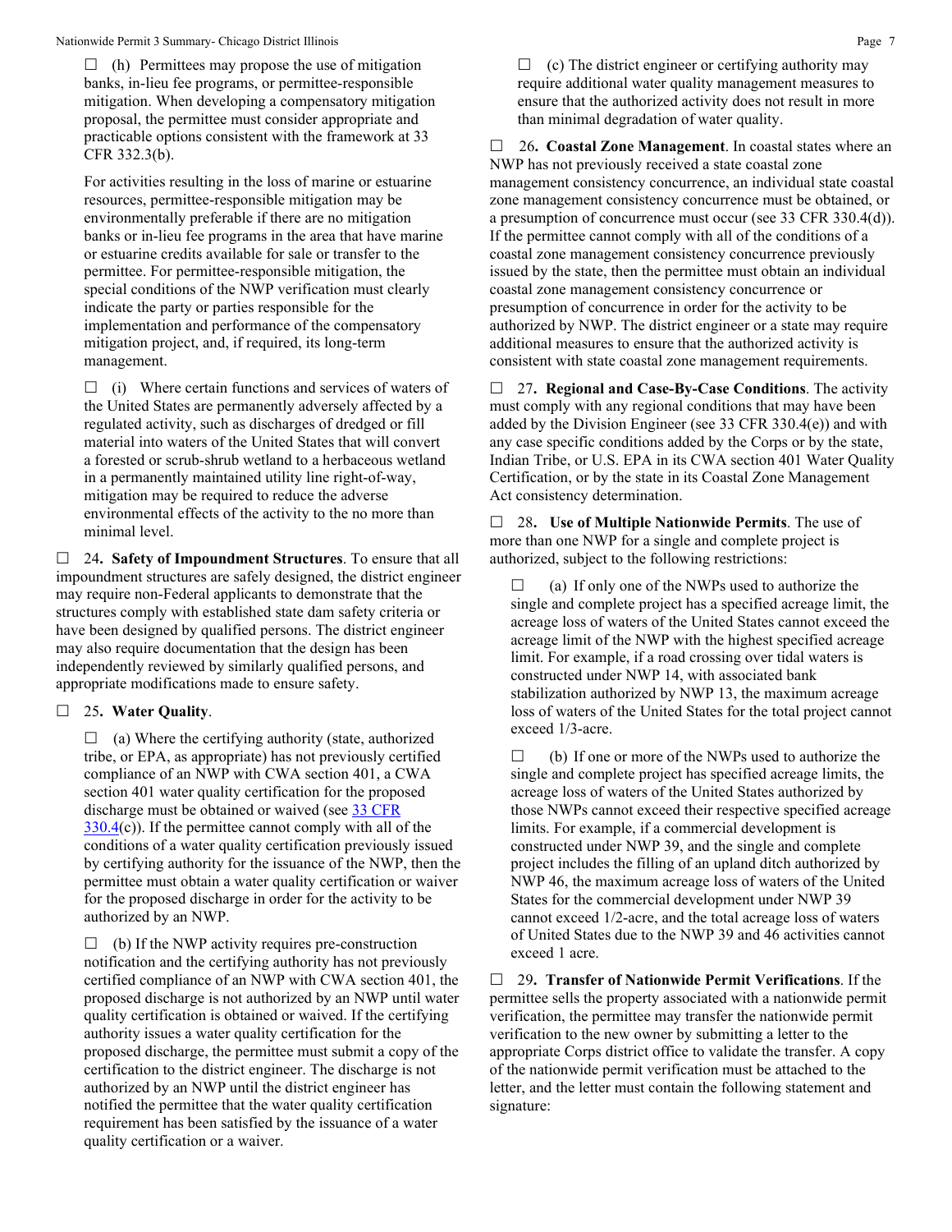☐ (h) Permittees may propose the use of mitigation banks, in-lieu fee programs, or permittee-responsible mitigation. When developing a compensatory mitigation proposal, the permittee must consider appropriate and practicable options consistent with the framework at 33 CFR 332.3(b).

For activities resulting in the loss of marine or estuarine resources, permittee-responsible mitigation may be environmentally preferable if there are no mitigation banks or in-lieu fee programs in the area that have marine or estuarine credits available for sale or transfer to the permittee. For permittee-responsible mitigation, the special conditions of the NWP verification must clearly indicate the party or parties responsible for the implementation and performance of the compensatory mitigation project, and, if required, its long-term management.

☐ (i) Where certain functions and services of waters of the United States are permanently adversely affected by a regulated activity, such as discharges of dredged or fill material into waters of the United States that will convert a forested or scrub-shrub wetland to a herbaceous wetland in a permanently maintained utility line right-of-way, mitigation may be required to reduce the adverse environmental effects of the activity to the no more than minimal level.

☐ 24. **Safety of Impoundment Structures**. To ensure that all impoundment structures are safely designed, the district engineer may require non-Federal applicants to demonstrate that the structures comply with established state dam safety criteria or have been designed by qualified persons. The district engineer may also require documentation that the design has been independently reviewed by similarly qualified persons, and appropriate modifications made to ensure safety.

☐ 25. **Water Quality**.

☐ (a) Where the certifying authority (state, authorized tribe, or EPA, as appropriate) has not previously certified compliance of an NWP with CWA section 401, a CWA section 401 water quality certification for the proposed discharge must be obtained or waived (see [33 CFR 330.4](33 CFR 330.4)(c)). If the permittee cannot comply with all of the conditions of a water quality certification previously issued by certifying authority for the issuance of the NWP, then the permittee must obtain a water quality certification or waiver for the proposed discharge in order for the activity to be authorized by an NWP.

☐ (b) If the NWP activity requires pre-construction notification and the certifying authority has not previously certified compliance of an NWP with CWA section 401, the proposed discharge is not authorized by an NWP until water quality certification is obtained or waived. If the certifying authority issues a water quality certification for the proposed discharge, the permittee must submit a copy of the certification to the district engineer. The discharge is not authorized by an NWP until the district engineer has notified the permittee that the water quality certification requirement has been satisfied by the issuance of a water quality certification or a waiver.

☐ (c) The district engineer or certifying authority may require additional water quality management measures to ensure that the authorized activity does not result in more than minimal degradation of water quality.

☐ 26. **Coastal Zone Management**. In coastal states where an NWP has not previously received a state coastal zone management consistency concurrence, an individual state coastal zone management consistency concurrence must be obtained, or a presumption of concurrence must occur (see 33 CFR 330.4(d)). If the permittee cannot comply with all of the conditions of a coastal zone management consistency concurrence previously issued by the state, then the permittee must obtain an individual coastal zone management consistency concurrence or presumption of concurrence in order for the activity to be authorized by NWP. The district engineer or a state may require additional measures to ensure that the authorized activity is consistent with state coastal zone management requirements.

☐ 27. **Regional and Case-By-Case Conditions**. The activity must comply with any regional conditions that may have been added by the Division Engineer (see 33 CFR 330.4(e)) and with any case specific conditions added by the Corps or by the state, Indian Tribe, or U.S. EPA in its CWA section 401 Water Quality Certification, or by the state in its Coastal Zone Management Act consistency determination.

☐ 28. **Use of Multiple Nationwide Permits**. The use of more than one NWP for a single and complete project is authorized, subject to the following restrictions:

☐ (a) If only one of the NWPs used to authorize the single and complete project has a specified acreage limit, the acreage loss of waters of the United States cannot exceed the acreage limit of the NWP with the highest specified acreage limit. For example, if a road crossing over tidal waters is constructed under NWP 14, with associated bank stabilization authorized by NWP 13, the maximum acreage loss of waters of the United States for the total project cannot exceed 1/3-acre.

☐ (b) If one or more of the NWPs used to authorize the single and complete project has specified acreage limits, the acreage loss of waters of the United States authorized by those NWPs cannot exceed their respective specified acreage limits. For example, if a commercial development is constructed under NWP 39, and the single and complete project includes the filling of an upland ditch authorized by NWP 46, the maximum acreage loss of waters of the United States for the commercial development under NWP 39 cannot exceed 1/2-acre, and the total acreage loss of waters of United States due to the NWP 39 and 46 activities cannot exceed 1 acre.

☐ 29. **Transfer of Nationwide Permit Verifications**. If the permittee sells the property associated with a nationwide permit verification, the permittee may transfer the nationwide permit verification to the new owner by submitting a letter to the appropriate Corps district office to validate the transfer. A copy of the nationwide permit verification must be attached to the letter, and the letter must contain the following statement and signature: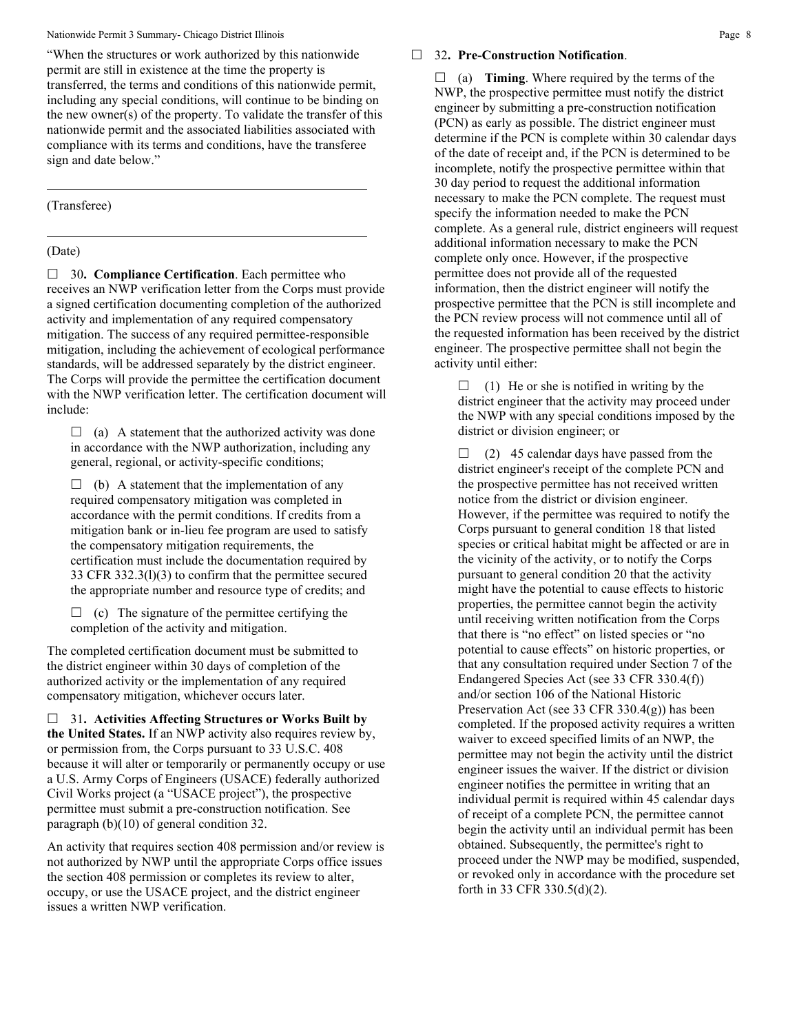"When the structures or work authorized by this nationwide permit are still in existence at the time the property is transferred, the terms and conditions of this nationwide permit, including any special conditions, will continue to be binding on the new owner(s) of the property. To validate the transfer of this nationwide permit and the associated liabilities associated with compliance with its terms and conditions, have the transferee sign and date below."

\_\_\_\_\_\_\_\_\_\_\_\_\_\_\_\_\_\_\_\_\_\_\_\_\_\_\_\_\_\_\_\_\_\_\_\_\_\_\_\_\_\_\_\_\_\_

(Transferee)

\_\_\_\_\_\_\_\_\_\_\_\_\_\_\_\_\_\_\_\_\_\_\_\_\_\_\_\_\_\_\_\_\_\_\_\_\_\_\_\_\_\_\_\_\_\_

(Date)

☐ 30**. Compliance Certification**. Each permittee who receives an NWP verification letter from the Corps must provide a signed certification documenting completion of the authorized activity and implementation of any required compensatory mitigation. The success of any required permittee-responsible mitigation, including the achievement of ecological performance standards, will be addressed separately by the district engineer. The Corps will provide the permittee the certification document with the NWP verification letter. The certification document will include:

☐ (a) A statement that the authorized activity was done in accordance with the NWP authorization, including any general, regional, or activity-specific conditions;

☐ (b) A statement that the implementation of any required compensatory mitigation was completed in accordance with the permit conditions. If credits from a mitigation bank or in-lieu fee program are used to satisfy the compensatory mitigation requirements, the certification must include the documentation required by 33 CFR 332.3(l)(3) to confirm that the permittee secured the appropriate number and resource type of credits; and

☐ (c) The signature of the permittee certifying the completion of the activity and mitigation.

The completed certification document must be submitted to the district engineer within 30 days of completion of the authorized activity or the implementation of any required compensatory mitigation, whichever occurs later.

☐ 31**. Activities Affecting Structures or Works Built by the United States.** If an NWP activity also requires review by, or permission from, the Corps pursuant to 33 U.S.C. 408 because it will alter or temporarily or permanently occupy or use a U.S. Army Corps of Engineers (USACE) federally authorized Civil Works project (a "USACE project"), the prospective permittee must submit a pre-construction notification. See paragraph (b)(10) of general condition 32.

An activity that requires section 408 permission and/or review is not authorized by NWP until the appropriate Corps office issues the section 408 permission or completes its review to alter, occupy, or use the USACE project, and the district engineer issues a written NWP verification.

☐ 32**. Pre-Construction Notification**.

☐ (a) **Timing**. Where required by the terms of the NWP, the prospective permittee must notify the district engineer by submitting a pre-construction notification (PCN) as early as possible. The district engineer must determine if the PCN is complete within 30 calendar days of the date of receipt and, if the PCN is determined to be incomplete, notify the prospective permittee within that 30 day period to request the additional information necessary to make the PCN complete. The request must specify the information needed to make the PCN complete. As a general rule, district engineers will request additional information necessary to make the PCN complete only once. However, if the prospective permittee does not provide all of the requested information, then the district engineer will notify the prospective permittee that the PCN is still incomplete and the PCN review process will not commence until all of the requested information has been received by the district engineer. The prospective permittee shall not begin the activity until either:

☐ (1) He or she is notified in writing by the district engineer that the activity may proceed under the NWP with any special conditions imposed by the district or division engineer; or

☐ (2) 45 calendar days have passed from the district engineer's receipt of the complete PCN and the prospective permittee has not received written notice from the district or division engineer. However, if the permittee was required to notify the Corps pursuant to general condition 18 that listed species or critical habitat might be affected or are in the vicinity of the activity, or to notify the Corps pursuant to general condition 20 that the activity might have the potential to cause effects to historic properties, the permittee cannot begin the activity until receiving written notification from the Corps that there is "no effect" on listed species or "no potential to cause effects" on historic properties, or that any consultation required under Section 7 of the Endangered Species Act (see 33 CFR 330.4(f)) and/or section 106 of the National Historic Preservation Act (see 33 CFR 330.4(g)) has been completed. If the proposed activity requires a written waiver to exceed specified limits of an NWP, the permittee may not begin the activity until the district engineer issues the waiver. If the district or division engineer notifies the permittee in writing that an individual permit is required within 45 calendar days of receipt of a complete PCN, the permittee cannot begin the activity until an individual permit has been obtained. Subsequently, the permittee's right to proceed under the NWP may be modified, suspended, or revoked only in accordance with the procedure set forth in 33 CFR 330.5(d)(2).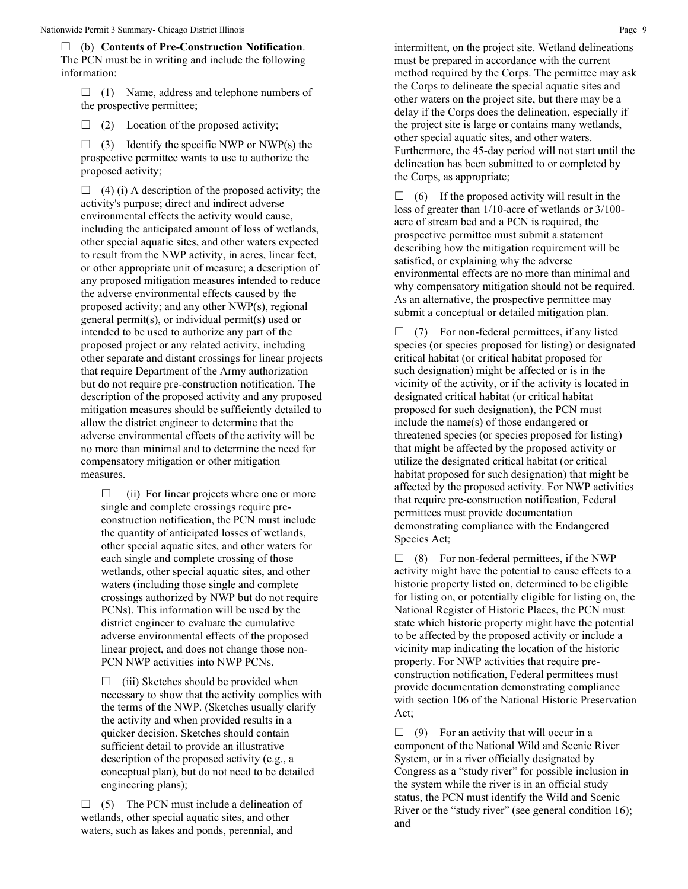☐ (b) **Contents of Pre-Construction Notification**. The PCN must be in writing and include the following information:

☐ (1) Name, address and telephone numbers of the prospective permittee;

☐ (2) Location of the proposed activity;

☐ (3) Identify the specific NWP or NWP(s) the prospective permittee wants to use to authorize the proposed activity;

☐ (4) (i) A description of the proposed activity; the activity's purpose; direct and indirect adverse environmental effects the activity would cause, including the anticipated amount of loss of wetlands, other special aquatic sites, and other waters expected to result from the NWP activity, in acres, linear feet, or other appropriate unit of measure; a description of any proposed mitigation measures intended to reduce the adverse environmental effects caused by the proposed activity; and any other NWP(s), regional general permit(s), or individual permit(s) used or intended to be used to authorize any part of the proposed project or any related activity, including other separate and distant crossings for linear projects that require Department of the Army authorization but do not require pre-construction notification. The description of the proposed activity and any proposed mitigation measures should be sufficiently detailed to allow the district engineer to determine that the adverse environmental effects of the activity will be no more than minimal and to determine the need for compensatory mitigation or other mitigation measures.

☐ (ii) For linear projects where one or more single and complete crossings require pre-construction notification, the PCN must include the quantity of anticipated losses of wetlands, other special aquatic sites, and other waters for each single and complete crossing of those wetlands, other special aquatic sites, and other waters (including those single and complete crossings authorized by NWP but do not require PCNs). This information will be used by the district engineer to evaluate the cumulative adverse environmental effects of the proposed linear project, and does not change those non-PCN NWP activities into NWP PCNs.

☐ (iii) Sketches should be provided when necessary to show that the activity complies with the terms of the NWP. (Sketches usually clarify the activity and when provided results in a quicker decision. Sketches should contain sufficient detail to provide an illustrative description of the proposed activity (e.g., a conceptual plan), but do not need to be detailed engineering plans);

☐ (5) The PCN must include a delineation of wetlands, other special aquatic sites, and other waters, such as lakes and ponds, perennial, and intermittent, on the project site. Wetland delineations must be prepared in accordance with the current method required by the Corps. The permittee may ask the Corps to delineate the special aquatic sites and other waters on the project site, but there may be a delay if the Corps does the delineation, especially if the project site is large or contains many wetlands, other special aquatic sites, and other waters. Furthermore, the 45-day period will not start until the delineation has been submitted to or completed by the Corps, as appropriate;

☐ (6) If the proposed activity will result in the loss of greater than 1/10-acre of wetlands or 3/100-acre of stream bed and a PCN is required, the prospective permittee must submit a statement describing how the mitigation requirement will be satisfied, or explaining why the adverse environmental effects are no more than minimal and why compensatory mitigation should not be required. As an alternative, the prospective permittee may submit a conceptual or detailed mitigation plan.

☐ (7) For non-federal permittees, if any listed species (or species proposed for listing) or designated critical habitat (or critical habitat proposed for such designation) might be affected or is in the vicinity of the activity, or if the activity is located in designated critical habitat (or critical habitat proposed for such designation), the PCN must include the name(s) of those endangered or threatened species (or species proposed for listing) that might be affected by the proposed activity or utilize the designated critical habitat (or critical habitat proposed for such designation) that might be affected by the proposed activity. For NWP activities that require pre-construction notification, Federal permittees must provide documentation demonstrating compliance with the Endangered Species Act;

☐ (8) For non-federal permittees, if the NWP activity might have the potential to cause effects to a historic property listed on, determined to be eligible for listing on, or potentially eligible for listing on, the National Register of Historic Places, the PCN must state which historic property might have the potential to be affected by the proposed activity or include a vicinity map indicating the location of the historic property. For NWP activities that require pre-construction notification, Federal permittees must provide documentation demonstrating compliance with section 106 of the National Historic Preservation Act;

☐ (9) For an activity that will occur in a component of the National Wild and Scenic River System, or in a river officially designated by Congress as a "study river" for possible inclusion in the system while the river is in an official study status, the PCN must identify the Wild and Scenic River or the "study river" (see general condition 16); and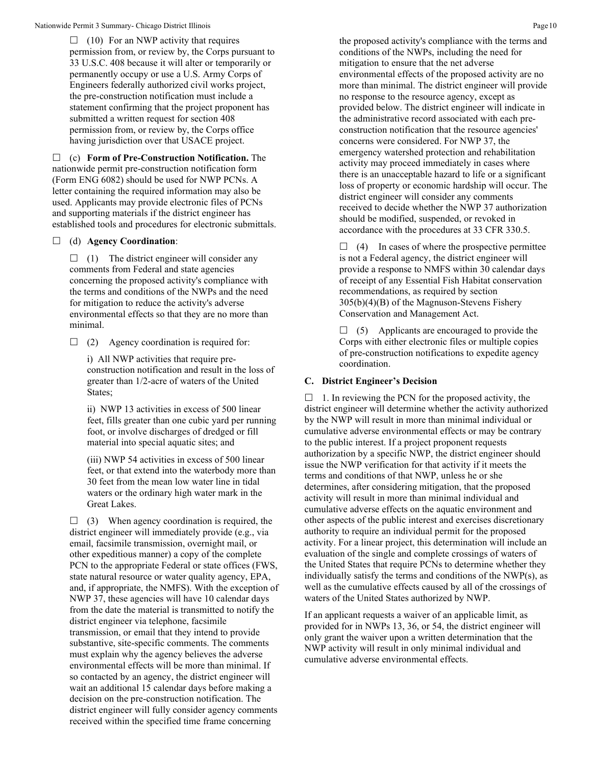☐ (10) For an NWP activity that requires permission from, or review by, the Corps pursuant to 33 U.S.C. 408 because it will alter or temporarily or permanently occupy or use a U.S. Army Corps of Engineers federally authorized civil works project, the pre-construction notification must include a statement confirming that the project proponent has submitted a written request for section 408 permission from, or review by, the Corps office having jurisdiction over that USACE project.

☐ (c) **Form of Pre-Construction Notification.** The nationwide permit pre-construction notification form (Form ENG 6082) should be used for NWP PCNs. A letter containing the required information may also be used. Applicants may provide electronic files of PCNs and supporting materials if the district engineer has established tools and procedures for electronic submittals.

☐ (d) **Agency Coordination**:

☐ (1) The district engineer will consider any comments from Federal and state agencies concerning the proposed activity's compliance with the terms and conditions of the NWPs and the need for mitigation to reduce the activity's adverse environmental effects so that they are no more than minimal.

☐ (2) Agency coordination is required for:

i) All NWP activities that require pre-construction notification and result in the loss of greater than 1/2-acre of waters of the United States;

ii) NWP 13 activities in excess of 500 linear feet, fills greater than one cubic yard per running foot, or involve discharges of dredged or fill material into special aquatic sites; and

(iii) NWP 54 activities in excess of 500 linear feet, or that extend into the waterbody more than 30 feet from the mean low water line in tidal waters or the ordinary high water mark in the Great Lakes.

☐ (3) When agency coordination is required, the district engineer will immediately provide (e.g., via email, facsimile transmission, overnight mail, or other expeditious manner) a copy of the complete PCN to the appropriate Federal or state offices (FWS, state natural resource or water quality agency, EPA, and, if appropriate, the NMFS). With the exception of NWP 37, these agencies will have 10 calendar days from the date the material is transmitted to notify the district engineer via telephone, facsimile transmission, or email that they intend to provide substantive, site-specific comments. The comments must explain why the agency believes the adverse environmental effects will be more than minimal. If so contacted by an agency, the district engineer will wait an additional 15 calendar days before making a decision on the pre-construction notification. The district engineer will fully consider agency comments received within the specified time frame concerning the proposed activity's compliance with the terms and conditions of the NWPs, including the need for mitigation to ensure that the net adverse environmental effects of the proposed activity are no more than minimal. The district engineer will provide no response to the resource agency, except as provided below. The district engineer will indicate in the administrative record associated with each pre-construction notification that the resource agencies' concerns were considered. For NWP 37, the emergency watershed protection and rehabilitation activity may proceed immediately in cases where there is an unacceptable hazard to life or a significant loss of property or economic hardship will occur. The district engineer will consider any comments received to decide whether the NWP 37 authorization should be modified, suspended, or revoked in accordance with the procedures at 33 CFR 330.5.

☐ (4) In cases of where the prospective permittee is not a Federal agency, the district engineer will provide a response to NMFS within 30 calendar days of receipt of any Essential Fish Habitat conservation recommendations, as required by section 305(b)(4)(B) of the Magnuson-Stevens Fishery Conservation and Management Act.

☐ (5) Applicants are encouraged to provide the Corps with either electronic files or multiple copies of pre-construction notifications to expedite agency coordination.

## C. District Engineer's Decision

☐ 1. In reviewing the PCN for the proposed activity, the district engineer will determine whether the activity authorized by the NWP will result in more than minimal individual or cumulative adverse environmental effects or may be contrary to the public interest. If a project proponent requests authorization by a specific NWP, the district engineer should issue the NWP verification for that activity if it meets the terms and conditions of that NWP, unless he or she determines, after considering mitigation, that the proposed activity will result in more than minimal individual and cumulative adverse effects on the aquatic environment and other aspects of the public interest and exercises discretionary authority to require an individual permit for the proposed activity. For a linear project, this determination will include an evaluation of the single and complete crossings of waters of the United States that require PCNs to determine whether they individually satisfy the terms and conditions of the NWP(s), as well as the cumulative effects caused by all of the crossings of waters of the United States authorized by NWP.

If an applicant requests a waiver of an applicable limit, as provided for in NWPs 13, 36, or 54, the district engineer will only grant the waiver upon a written determination that the NWP activity will result in only minimal individual and cumulative adverse environmental effects.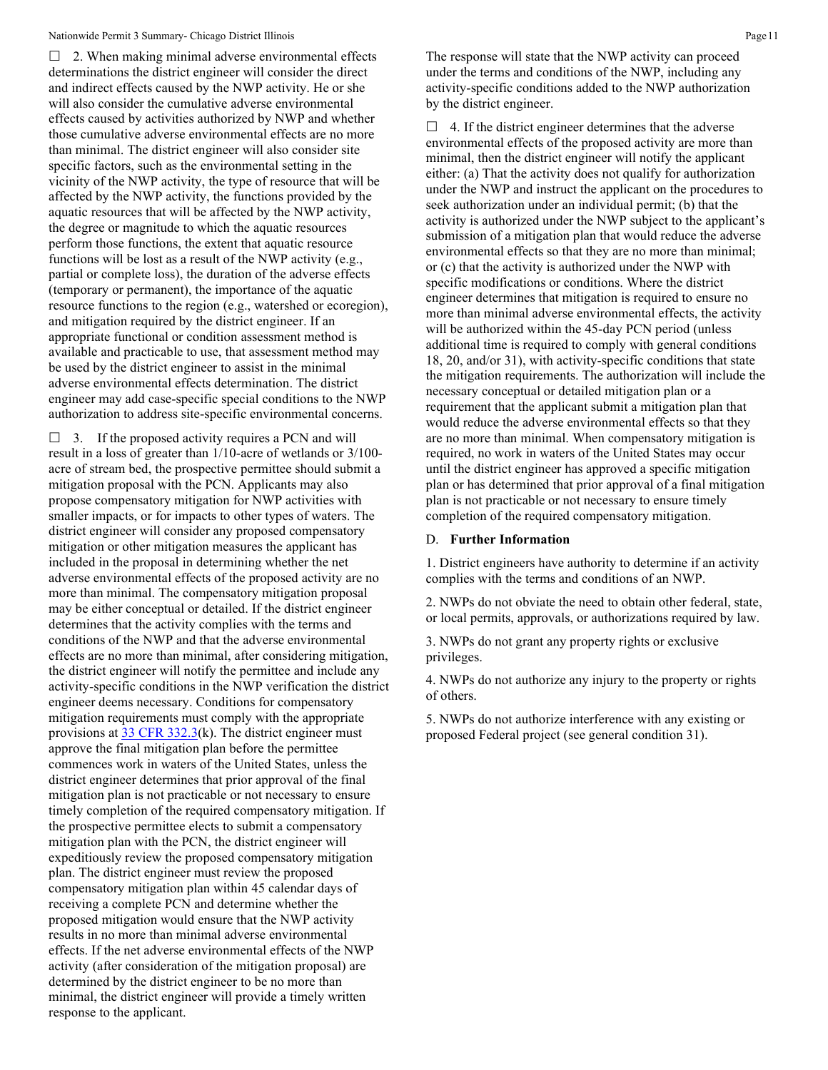☐ 2. When making minimal adverse environmental effects determinations the district engineer will consider the direct and indirect effects caused by the NWP activity. He or she will also consider the cumulative adverse environmental effects caused by activities authorized by NWP and whether those cumulative adverse environmental effects are no more than minimal. The district engineer will also consider site specific factors, such as the environmental setting in the vicinity of the NWP activity, the type of resource that will be affected by the NWP activity, the functions provided by the aquatic resources that will be affected by the NWP activity, the degree or magnitude to which the aquatic resources perform those functions, the extent that aquatic resource functions will be lost as a result of the NWP activity (e.g., partial or complete loss), the duration of the adverse effects (temporary or permanent), the importance of the aquatic resource functions to the region (e.g., watershed or ecoregion), and mitigation required by the district engineer. If an appropriate functional or condition assessment method is available and practicable to use, that assessment method may be used by the district engineer to assist in the minimal adverse environmental effects determination. The district engineer may add case-specific special conditions to the NWP authorization to address site-specific environmental concerns.

☐ 3. If the proposed activity requires a PCN and will result in a loss of greater than 1/10-acre of wetlands or 3/100-acre of stream bed, the prospective permittee should submit a mitigation proposal with the PCN. Applicants may also propose compensatory mitigation for NWP activities with smaller impacts, or for impacts to other types of waters. The district engineer will consider any proposed compensatory mitigation or other mitigation measures the applicant has included in the proposal in determining whether the net adverse environmental effects of the proposed activity are no more than minimal. The compensatory mitigation proposal may be either conceptual or detailed. If the district engineer determines that the activity complies with the terms and conditions of the NWP and that the adverse environmental effects are no more than minimal, after considering mitigation, the district engineer will notify the permittee and include any activity-specific conditions in the NWP verification the district engineer deems necessary. Conditions for compensatory mitigation requirements must comply with the appropriate provisions at 33 CFR 332.3(k). The district engineer must approve the final mitigation plan before the permittee commences work in waters of the United States, unless the district engineer determines that prior approval of the final mitigation plan is not practicable or not necessary to ensure timely completion of the required compensatory mitigation. If the prospective permittee elects to submit a compensatory mitigation plan with the PCN, the district engineer will expeditiously review the proposed compensatory mitigation plan. The district engineer must review the proposed compensatory mitigation plan within 45 calendar days of receiving a complete PCN and determine whether the proposed mitigation would ensure that the NWP activity results in no more than minimal adverse environmental effects. If the net adverse environmental effects of the NWP activity (after consideration of the mitigation proposal) are determined by the district engineer to be no more than minimal, the district engineer will provide a timely written response to the applicant. The response will state that the NWP activity can proceed under the terms and conditions of the NWP, including any activity-specific conditions added to the NWP authorization by the district engineer.

☐ 4. If the district engineer determines that the adverse environmental effects of the proposed activity are more than minimal, then the district engineer will notify the applicant either: (a) That the activity does not qualify for authorization under the NWP and instruct the applicant on the procedures to seek authorization under an individual permit; (b) that the activity is authorized under the NWP subject to the applicant's submission of a mitigation plan that would reduce the adverse environmental effects so that they are no more than minimal; or (c) that the activity is authorized under the NWP with specific modifications or conditions. Where the district engineer determines that mitigation is required to ensure no more than minimal adverse environmental effects, the activity will be authorized within the 45-day PCN period (unless additional time is required to comply with general conditions 18, 20, and/or 31), with activity-specific conditions that state the mitigation requirements. The authorization will include the necessary conceptual or detailed mitigation plan or a requirement that the applicant submit a mitigation plan that would reduce the adverse environmental effects so that they are no more than minimal. When compensatory mitigation is required, no work in waters of the United States may occur until the district engineer has approved a specific mitigation plan or has determined that prior approval of a final mitigation plan is not practicable or not necessary to ensure timely completion of the required compensatory mitigation.

D. **Further Information**

1. District engineers have authority to determine if an activity complies with the terms and conditions of an NWP.

2. NWPs do not obviate the need to obtain other federal, state, or local permits, approvals, or authorizations required by law.

3. NWPs do not grant any property rights or exclusive privileges.

4. NWPs do not authorize any injury to the property or rights of others.

5. NWPs do not authorize interference with any existing or proposed Federal project (see general condition 31).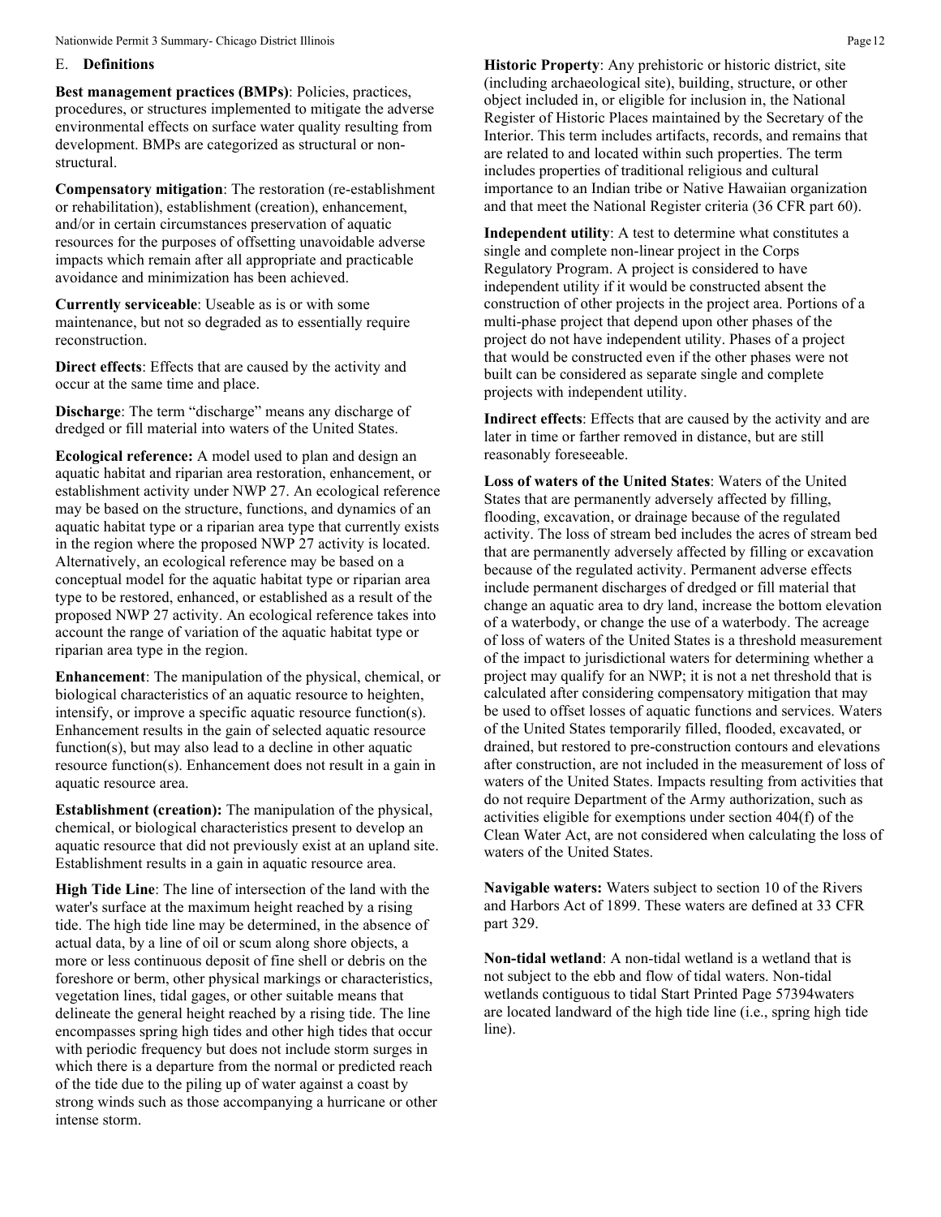## E. Definitions

**Best management practices (BMPs)**: Policies, practices, procedures, or structures implemented to mitigate the adverse environmental effects on surface water quality resulting from development. BMPs are categorized as structural or non-structural.

**Compensatory mitigation**: The restoration (re-establishment or rehabilitation), establishment (creation), enhancement, and/or in certain circumstances preservation of aquatic resources for the purposes of offsetting unavoidable adverse impacts which remain after all appropriate and practicable avoidance and minimization has been achieved.

**Currently serviceable**: Useable as is or with some maintenance, but not so degraded as to essentially require reconstruction.

**Direct effects**: Effects that are caused by the activity and occur at the same time and place.

**Discharge**: The term "discharge" means any discharge of dredged or fill material into waters of the United States.

**Ecological reference:** A model used to plan and design an aquatic habitat and riparian area restoration, enhancement, or establishment activity under NWP 27. An ecological reference may be based on the structure, functions, and dynamics of an aquatic habitat type or a riparian area type that currently exists in the region where the proposed NWP 27 activity is located. Alternatively, an ecological reference may be based on a conceptual model for the aquatic habitat type or riparian area type to be restored, enhanced, or established as a result of the proposed NWP 27 activity. An ecological reference takes into account the range of variation of the aquatic habitat type or riparian area type in the region.

**Enhancement**: The manipulation of the physical, chemical, or biological characteristics of an aquatic resource to heighten, intensify, or improve a specific aquatic resource function(s). Enhancement results in the gain of selected aquatic resource function(s), but may also lead to a decline in other aquatic resource function(s). Enhancement does not result in a gain in aquatic resource area.

**Establishment (creation):** The manipulation of the physical, chemical, or biological characteristics present to develop an aquatic resource that did not previously exist at an upland site. Establishment results in a gain in aquatic resource area.

**High Tide Line**: The line of intersection of the land with the water's surface at the maximum height reached by a rising tide. The high tide line may be determined, in the absence of actual data, by a line of oil or scum along shore objects, a more or less continuous deposit of fine shell or debris on the foreshore or berm, other physical markings or characteristics, vegetation lines, tidal gages, or other suitable means that delineate the general height reached by a rising tide. The line encompasses spring high tides and other high tides that occur with periodic frequency but does not include storm surges in which there is a departure from the normal or predicted reach of the tide due to the piling up of water against a coast by strong winds such as those accompanying a hurricane or other intense storm.

**Historic Property**: Any prehistoric or historic district, site (including archaeological site), building, structure, or other object included in, or eligible for inclusion in, the National Register of Historic Places maintained by the Secretary of the Interior. This term includes artifacts, records, and remains that are related to and located within such properties. The term includes properties of traditional religious and cultural importance to an Indian tribe or Native Hawaiian organization and that meet the National Register criteria (36 CFR part 60).

**Independent utility**: A test to determine what constitutes a single and complete non-linear project in the Corps Regulatory Program. A project is considered to have independent utility if it would be constructed absent the construction of other projects in the project area. Portions of a multi-phase project that depend upon other phases of the project do not have independent utility. Phases of a project that would be constructed even if the other phases were not built can be considered as separate single and complete projects with independent utility.

**Indirect effects**: Effects that are caused by the activity and are later in time or farther removed in distance, but are still reasonably foreseeable.

**Loss of waters of the United States**: Waters of the United States that are permanently adversely affected by filling, flooding, excavation, or drainage because of the regulated activity. The loss of stream bed includes the acres of stream bed that are permanently adversely affected by filling or excavation because of the regulated activity. Permanent adverse effects include permanent discharges of dredged or fill material that change an aquatic area to dry land, increase the bottom elevation of a waterbody, or change the use of a waterbody. The acreage of loss of waters of the United States is a threshold measurement of the impact to jurisdictional waters for determining whether a project may qualify for an NWP; it is not a net threshold that is calculated after considering compensatory mitigation that may be used to offset losses of aquatic functions and services. Waters of the United States temporarily filled, flooded, excavated, or drained, but restored to pre-construction contours and elevations after construction, are not included in the measurement of loss of waters of the United States. Impacts resulting from activities that do not require Department of the Army authorization, such as activities eligible for exemptions under section 404(f) of the Clean Water Act, are not considered when calculating the loss of waters of the United States.

**Navigable waters:** Waters subject to section 10 of the Rivers and Harbors Act of 1899. These waters are defined at 33 CFR part 329.

**Non-tidal wetland**: A non-tidal wetland is a wetland that is not subject to the ebb and flow of tidal waters. Non-tidal wetlands contiguous to tidal Start Printed Page 57394waters are located landward of the high tide line (i.e., spring high tide line).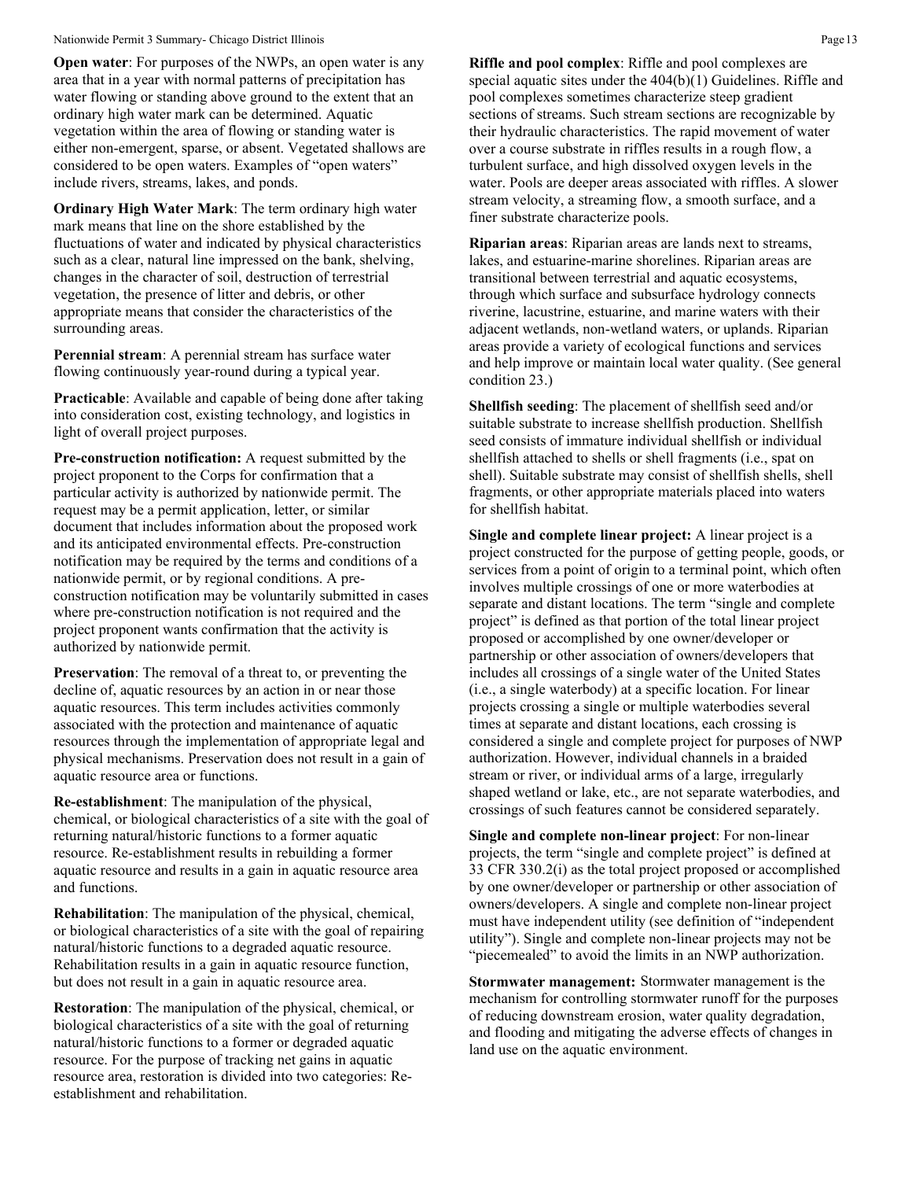**Open water**: For purposes of the NWPs, an open water is any area that in a year with normal patterns of precipitation has water flowing or standing above ground to the extent that an ordinary high water mark can be determined. Aquatic vegetation within the area of flowing or standing water is either non-emergent, sparse, or absent. Vegetated shallows are considered to be open waters. Examples of "open waters" include rivers, streams, lakes, and ponds.

**Ordinary High Water Mark**: The term ordinary high water mark means that line on the shore established by the fluctuations of water and indicated by physical characteristics such as a clear, natural line impressed on the bank, shelving, changes in the character of soil, destruction of terrestrial vegetation, the presence of litter and debris, or other appropriate means that consider the characteristics of the surrounding areas.

**Perennial stream**: A perennial stream has surface water flowing continuously year-round during a typical year.

**Practicable**: Available and capable of being done after taking into consideration cost, existing technology, and logistics in light of overall project purposes.

**Pre-construction notification:** A request submitted by the project proponent to the Corps for confirmation that a particular activity is authorized by nationwide permit. The request may be a permit application, letter, or similar document that includes information about the proposed work and its anticipated environmental effects. Pre-construction notification may be required by the terms and conditions of a nationwide permit, or by regional conditions. A pre-construction notification may be voluntarily submitted in cases where pre-construction notification is not required and the project proponent wants confirmation that the activity is authorized by nationwide permit.

**Preservation**: The removal of a threat to, or preventing the decline of, aquatic resources by an action in or near those aquatic resources. This term includes activities commonly associated with the protection and maintenance of aquatic resources through the implementation of appropriate legal and physical mechanisms. Preservation does not result in a gain of aquatic resource area or functions.

**Re-establishment**: The manipulation of the physical, chemical, or biological characteristics of a site with the goal of returning natural/historic functions to a former aquatic resource. Re-establishment results in rebuilding a former aquatic resource and results in a gain in aquatic resource area and functions.

**Rehabilitation**: The manipulation of the physical, chemical, or biological characteristics of a site with the goal of repairing natural/historic functions to a degraded aquatic resource. Rehabilitation results in a gain in aquatic resource function, but does not result in a gain in aquatic resource area.

**Restoration**: The manipulation of the physical, chemical, or biological characteristics of a site with the goal of returning natural/historic functions to a former or degraded aquatic resource. For the purpose of tracking net gains in aquatic resource area, restoration is divided into two categories: Re-establishment and rehabilitation.

**Riffle and pool complex**: Riffle and pool complexes are special aquatic sites under the 404(b)(1) Guidelines. Riffle and pool complexes sometimes characterize steep gradient sections of streams. Such stream sections are recognizable by their hydraulic characteristics. The rapid movement of water over a course substrate in riffles results in a rough flow, a turbulent surface, and high dissolved oxygen levels in the water. Pools are deeper areas associated with riffles. A slower stream velocity, a streaming flow, a smooth surface, and a finer substrate characterize pools.

**Riparian areas**: Riparian areas are lands next to streams, lakes, and estuarine-marine shorelines. Riparian areas are transitional between terrestrial and aquatic ecosystems, through which surface and subsurface hydrology connects riverine, lacustrine, estuarine, and marine waters with their adjacent wetlands, non-wetland waters, or uplands. Riparian areas provide a variety of ecological functions and services and help improve or maintain local water quality. (See general condition 23.)

**Shellfish seeding**: The placement of shellfish seed and/or suitable substrate to increase shellfish production. Shellfish seed consists of immature individual shellfish or individual shellfish attached to shells or shell fragments (i.e., spat on shell). Suitable substrate may consist of shellfish shells, shell fragments, or other appropriate materials placed into waters for shellfish habitat.

**Single and complete linear project:** A linear project is a project constructed for the purpose of getting people, goods, or services from a point of origin to a terminal point, which often involves multiple crossings of one or more waterbodies at separate and distant locations. The term "single and complete project" is defined as that portion of the total linear project proposed or accomplished by one owner/developer or partnership or other association of owners/developers that includes all crossings of a single water of the United States (i.e., a single waterbody) at a specific location. For linear projects crossing a single or multiple waterbodies several times at separate and distant locations, each crossing is considered a single and complete project for purposes of NWP authorization. However, individual channels in a braided stream or river, or individual arms of a large, irregularly shaped wetland or lake, etc., are not separate waterbodies, and crossings of such features cannot be considered separately.

**Single and complete non-linear project**: For non-linear projects, the term "single and complete project" is defined at 33 CFR 330.2(i) as the total project proposed or accomplished by one owner/developer or partnership or other association of owners/developers. A single and complete non-linear project must have independent utility (see definition of "independent utility"). Single and complete non-linear projects may not be "piecemealed" to avoid the limits in an NWP authorization.

**Stormwater management:** Stormwater management is the mechanism for controlling stormwater runoff for the purposes of reducing downstream erosion, water quality degradation, and flooding and mitigating the adverse effects of changes in land use on the aquatic environment.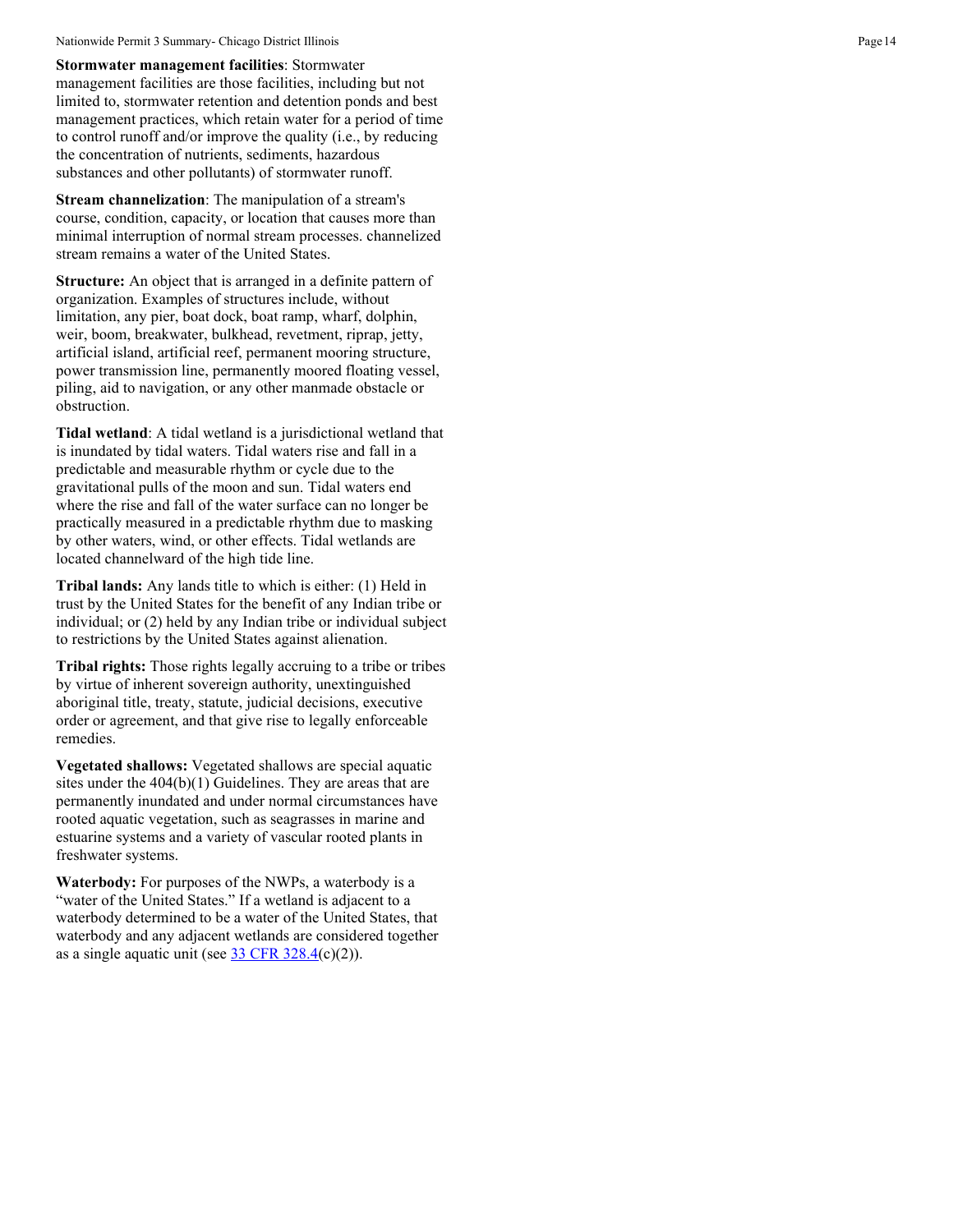**Stormwater management facilities**: Stormwater management facilities are those facilities, including but not limited to, stormwater retention and detention ponds and best management practices, which retain water for a period of time to control runoff and/or improve the quality (i.e., by reducing the concentration of nutrients, sediments, hazardous substances and other pollutants) of stormwater runoff.

**Stream channelization**: The manipulation of a stream's course, condition, capacity, or location that causes more than minimal interruption of normal stream processes. channelized stream remains a water of the United States.

**Structure:** An object that is arranged in a definite pattern of organization. Examples of structures include, without limitation, any pier, boat dock, boat ramp, wharf, dolphin, weir, boom, breakwater, bulkhead, revetment, riprap, jetty, artificial island, artificial reef, permanent mooring structure, power transmission line, permanently moored floating vessel, piling, aid to navigation, or any other manmade obstacle or obstruction.

**Tidal wetland**: A tidal wetland is a jurisdictional wetland that is inundated by tidal waters. Tidal waters rise and fall in a predictable and measurable rhythm or cycle due to the gravitational pulls of the moon and sun. Tidal waters end where the rise and fall of the water surface can no longer be practically measured in a predictable rhythm due to masking by other waters, wind, or other effects. Tidal wetlands are located channelward of the high tide line.

**Tribal lands:** Any lands title to which is either: (1) Held in trust by the United States for the benefit of any Indian tribe or individual; or (2) held by any Indian tribe or individual subject to restrictions by the United States against alienation.

**Tribal rights:** Those rights legally accruing to a tribe or tribes by virtue of inherent sovereign authority, unextinguished aboriginal title, treaty, statute, judicial decisions, executive order or agreement, and that give rise to legally enforceable remedies.

**Vegetated shallows:** Vegetated shallows are special aquatic sites under the 404(b)(1) Guidelines. They are areas that are permanently inundated and under normal circumstances have rooted aquatic vegetation, such as seagrasses in marine and estuarine systems and a variety of vascular rooted plants in freshwater systems.

**Waterbody:** For purposes of the NWPs, a waterbody is a "water of the United States." If a wetland is adjacent to a waterbody determined to be a water of the United States, that waterbody and any adjacent wetlands are considered together as a single aquatic unit (see 33 CFR 328.4(c)(2)).